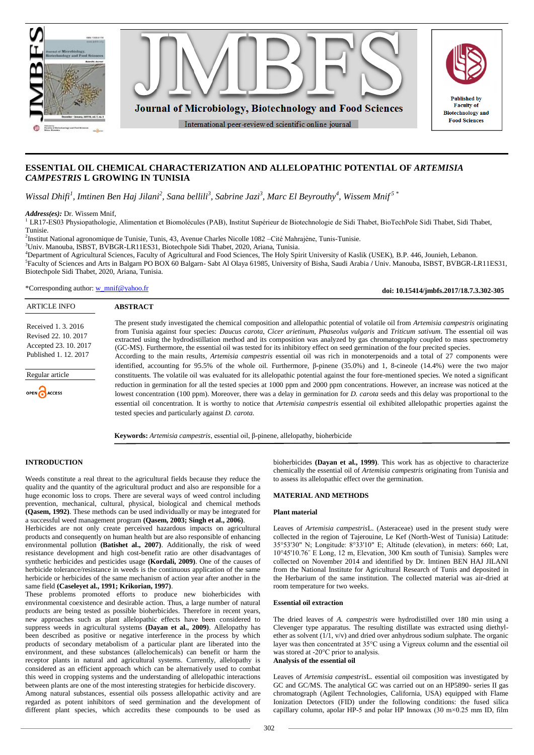# ESSENTIAL OIL CHEMICAL CHARACTERIZATION AND ALLELOPATHIC POTENTIAL OF *ARTEMISIA CAMPESTRIS* L GROWING IN TUNISIA

*Wissal Dhifi[1], Imtinen Ben Haj Jilani[2], Sana bellili[3], Sabrine Jazi[3], Marc El Beyrouthy[4], Wissem Mnif[5]\**

***Address(es):*** Dr. Wissem Mnif,

[1] LR17-ES03 Physiopathologie, Alimentation et Biomolécules (PAB), Institut Supérieur de Biotechnologie de Sidi Thabet, BioTechPole Sidi Thabet, Sidi Thabet, Tunisie.

[2]Institut National agronomique de Tunisie, Tunis, 43, Avenue Charles Nicolle 1082 –Cité Mahrajène, Tunis-Tunisie.

[3]Univ. Manouba, ISBST, BVBGR-LR11ES31, Biotechpole Sidi Thabet, 2020, Ariana, Tunisia.

[4]Department of Agricultural Sciences, Faculty of Agricultural and Food Sciences, The Holy Spirit University of Kaslik (USEK), B.P. 446, Jounieh, Lebanon.

[5]Faculty of Sciences and Arts in Balgarn PO BOX 60 Balgarn- Sabt Al Olaya 61985, University of Bisha, Saudi Arabia / Univ. Manouba, ISBST, BVBGR-LR11ES31, Biotechpole Sidi Thabet, 2020, Ariana, Tunisia.

\*Corresponding author: w_mnif@yahoo.fr

**doi: 10.15414/jmbfs.2017/18.7.3.302-305**

ARTICLE INFO

Received 1. 3. 2016
Revised 22. 10. 2017
Accepted 23. 10. 2017
Published 1. 12. 2017

Regular article

OPEN ACCESS

## ABSTRACT

The present study investigated the chemical composition and allelopathic potential of volatile oil from *Artemisia campestris* originating from Tunisia against four species: *Daucus carota*, *Cicer arietinum*, *Phaseolus vulgaris* and *Triticum sativum*. The essential oil was extracted using the hydrodistillation method and its composition was analyzed by gas chromatography coupled to mass spectrometry (GC-MS). Furthermore, the essential oil was tested for its inhibitory effect on seed germination of the four precited species.

According to the main results, *Artemisia campestris* essential oil was rich in monoterpenoids and a total of 27 components were identified, accounting for 95.5% of the whole oil. Furthermore, β-pinene (35.0%) and 1, 8-cineole (14.4%) were the two major constituents. The volatile oil was evaluated for its allelopathic potential against the four fore-mentioned species. We noted a significant reduction in germination for all the tested species at 1000 ppm and 2000 ppm concentrations. However, an increase was noticed at the lowest concentration (100 ppm). Moreover, there was a delay in germination for *D. carota* seeds and this delay was proportional to the essential oil concentration. It is worthy to notice that *Artemisia campestris* essential oil exhibited allelopathic properties against the tested species and particularly against *D. carota.*

**Keywords:** *Artemisia campestris*, essential oil, β-pinene, allelopathy, bioherbicide

## INTRODUCTION

Weeds constitute a real threat to the agricultural fields because they reduce the quality and the quantity of the agricultural product and also are responsible for a huge economic loss to crops. There are several ways of weed control including prevention, mechanical, cultural, physical, biological and chemical methods **(Qasem, 1992)**. These methods can be used individually or may be integrated for a successful weed management program **(Qasem, 2003; Singh et al., 2006)**.

Herbicides are not only create perceived hazardous impacts on agricultural products and consequently on human health but are also responsible of enhancing environmental pollution **(Batishet al., 2007)**. Additionally, the risk of weed resistance development and high cost-benefit ratio are other disadvantages of synthetic herbicides and pesticides usage **(Kordali, 2009)**. One of the causes of herbicide tolerance/resistance in weeds is the continuous application of the same herbicide or herbicides of the same mechanism of action year after another in the same field **(Caseleyet al., 1991; Krikorian, 1997)**.

These problems promoted efforts to produce new bioherbicides with environmental coexistence and desirable action. Thus, a large number of natural products are being tested as possible bioherbicides. Therefore in recent years, new approaches such as plant allelopathic effects have been considered to suppress weeds in agricultural systems **(Dayan et al., 2009)**. Allelopathy has been described as positive or negative interference in the process by which products of secondary metabolism of a particular plant are liberated into the environment, and these substances (allelochemicals) can benefit or harm the receptor plants in natural and agricultural systems. Currently, allelopathy is considered as an efficient approach which can be alternatively used to combat this weed in cropping systems and the understanding of allelopathic interactions between plants are one of the most interesting strategies for herbicide discovery.

Among natural substances, essential oils possess allelopathic activity and are regarded as potent inhibitors of seed germination and the development of different plant species, which accredits these compounds to be used as bioherbicides **(Dayan et al., 1999)**. This work has as objective to characterize chemically the essential oil of *Artemisia campestris* originating from Tunisia and to assess its allelopathic effect over the germination.

## MATERIAL AND METHODS

### Plant material

Leaves of *Artemisia campestris*L. (Asteraceae) used in the present study were collected in the region of Tajerouine, Le Kef (North-West of Tunisia) Latitude: 35°53'30" N; Longitude: 8°33'10" E; Altitude (elevation), in meters: 660; Lat, 10°45'10.76" E Long, 12 m, Elevation, 300 Km south of Tunisia). Samples were collected on November 2014 and identified by Dr. Imtinen BEN HAJ JILANI from the National Institute for Agricultural Research of Tunis and deposited in the Herbarium of the same institution. The collected material was air-dried at room temperature for two weeks.

### Essential oil extraction

The dried leaves of *A. campestris* were hydrodistilled over 180 min using a Clevenger type apparatus. The resulting distillate was extracted using diethyl-ether as solvent (1/1, v/v) and dried over anhydrous sodium sulphate. The organic layer was then concentrated at 35°C using a Vigreux column and the essential oil was stored at -20°C prior to analysis.

### Analysis of the essential oil

Leaves of *Artemisia campestris*L. essential oil composition was investigated by GC and GC/MS. The analytical GC was carried out on an HP5890- series II gas chromatograph (Agilent Technologies, California, USA) equipped with Flame Ionization Detectors (FID) under the following conditions: the fused silica capillary column, apolar HP-5 and polar HP Innowax (30 m×0.25 mm ID, film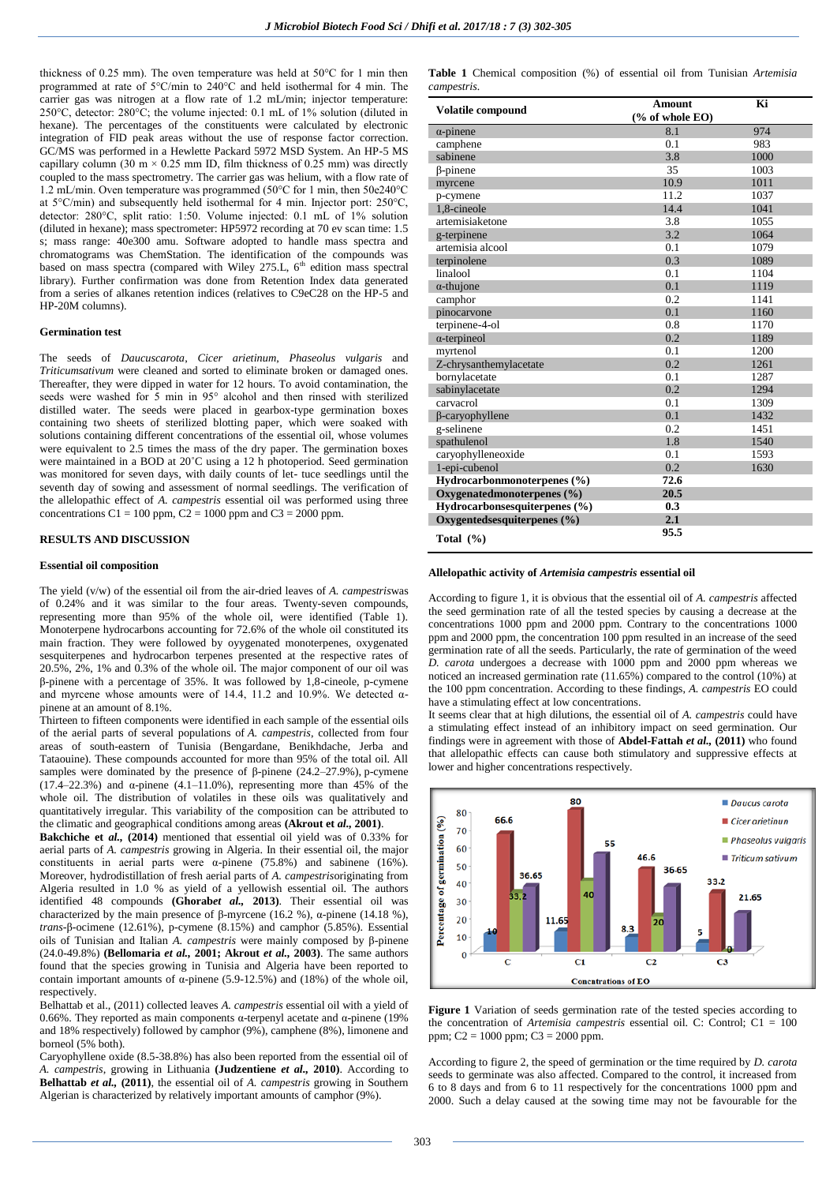thickness of 0.25 mm). The oven temperature was held at 50°C for 1 min then programmed at rate of 5°C/min to 240°C and held isothermal for 4 min. The carrier gas was nitrogen at a flow rate of 1.2 mL/min; injector temperature: 250°C, detector: 280°C; the volume injected: 0.1 mL of 1% solution (diluted in hexane). The percentages of the constituents were calculated by electronic integration of FID peak areas without the use of response factor correction. GC/MS was performed in a Hewlette Packard 5972 MSD System. An HP-5 MS capillary column (30 m × 0.25 mm ID, film thickness of 0.25 mm) was directly coupled to the mass spectrometry. The carrier gas was helium, with a flow rate of 1.2 mL/min. Oven temperature was programmed (50°C for 1 min, then 50e240°C at 5°C/min) and subsequently held isothermal for 4 min. Injector port: 250°C, detector: 280°C, split ratio: 1:50. Volume injected: 0.1 mL of 1% solution (diluted in hexane); mass spectrometer: HP5972 recording at 70 ev scan time: 1.5 s; mass range: 40e300 amu. Software adopted to handle mass spectra and chromatograms was ChemStation. The identification of the compounds was based on mass spectra (compared with Wiley 275.L, 6th edition mass spectral library). Further confirmation was done from Retention Index data generated from a series of alkanes retention indices (relatives to C9eC28 on the HP-5 and HP-20M columns).

#### Germination test

The seeds of *Daucuscarota*, *Cicer arietinum*, *Phaseolus vulgaris* and *Triticumsativum* were cleaned and sorted to eliminate broken or damaged ones. Thereafter, they were dipped in water for 12 hours. To avoid contamination, the seeds were washed for 5 min in 95° alcohol and then rinsed with sterilized distilled water. The seeds were placed in gearbox-type germination boxes containing two sheets of sterilized blotting paper, which were soaked with solutions containing different concentrations of the essential oil, whose volumes were equivalent to 2.5 times the mass of the dry paper. The germination boxes were maintained in a BOD at 20˚C using a 12 h photoperiod. Seed germination was monitored for seven days, with daily counts of let- tuce seedlings until the seventh day of sowing and assessment of normal seedlings. The verification of the allelopathic effect of *A. campestris* essential oil was performed using three concentrations C1 = 100 ppm, C2 = 1000 ppm and C3 = 2000 ppm.

### RESULTS AND DISCUSSION

#### Essential oil composition

The yield (v/w) of the essential oil from the air-dried leaves of *A. campestris*was of 0.24% and it was similar to the four areas. Twenty-seven compounds, representing more than 95% of the whole oil, were identified (Table 1). Monoterpene hydrocarbons accounting for 72.6% of the whole oil constituted its main fraction. They were followed by oxygenated monoterpenes, oxygenated sesquiterpenes and hydrocarbon terpenes presented at the respective rates of 20.5%, 2%, 1% and 0.3% of the whole oil. The major component of our oil was β-pinene with a percentage of 35%. It was followed by 1,8-cineole, p-cymene and myrcene whose amounts were of 14.4, 11.2 and 10.9%. We detected α-pinene at an amount of 8.1%.

Thirteen to fifteen components were identified in each sample of the essential oils of the aerial parts of several populations of *A. campestris*, collected from four areas of south-eastern of Tunisia (Bengardane, Benikhdache, Jerba and Tataouine). These compounds accounted for more than 95% of the total oil. All samples were dominated by the presence of β-pinene (24.2–27.9%), p-cymene (17.4–22.3%) and α-pinene (4.1–11.0%), representing more than 45% of the whole oil. The distribution of volatiles in these oils was qualitatively and quantitatively irregular. This variability of the composition can be attributed to the climatic and geographical conditions among areas **(Akrout *et al.,* 2001)**.

**Bakchiche et *al.,* (2014)** mentioned that essential oil yield was of 0.33% for aerial parts of *A. campestris* growing in Algeria. In their essential oil, the major constituents in aerial parts were α-pinene (75.8%) and sabinene (16%). Moreover, hydrodistillation of fresh aerial parts of *A. campestris*originating from Algeria resulted in 1.0 % as yield of a yellowish essential oil. The authors identified 48 compounds **(Ghorab*et al.,* 2013)**. Their essential oil was characterized by the main presence of β-myrcene (16.2 %), α-pinene (14.18 %), *trans*-β-ocimene (12.61%), p-cymene (8.15%) and camphor (5.85%). Essential oils of Tunisian and Italian *A. campestris* were mainly composed by β-pinene (24.0-49.8%) **(Bellomaria *et al.,* 2001; Akrout *et al.,* 2003)**. The same authors found that the species growing in Tunisia and Algeria have been reported to contain important amounts of α-pinene (5.9-12.5%) and (18%) of the whole oil, respectively.

Belhattab et al., (2011) collected leaves *A. campestris* essential oil with a yield of 0.66%. They reported as main components α-terpenyl acetate and α-pinene (19% and 18% respectively) followed by camphor (9%), camphene (8%), limonene and borneol (5% both).

Caryophyllene oxide (8.5-38.8%) has also been reported from the essential oil of *A. campestris*, growing in Lithuania **(Judzentiene *et al.,* 2010)**. According to **Belhattab *et al.,* (2011)**, the essential oil of *A. campestris* growing in Southern Algerian is characterized by relatively important amounts of camphor (9%).

**Table 1** Chemical composition (%) of essential oil from Tunisian *Artemisia campestris*.

| Volatile compound | Amount (% of whole EO) | Ki |
|---|---|---|
| α-pinene | 8.1 | 974 |
| camphene | 0.1 | 983 |
| sabinene | 3.8 | 1000 |
| β-pinene | 35 | 1003 |
| myrcene | 10.9 | 1011 |
| p-cymene | 11.2 | 1037 |
| 1,8-cineole | 14.4 | 1041 |
| artemisiaketone | 3.8 | 1055 |
| g-terpinene | 3.2 | 1064 |
| artemisia alcool | 0.1 | 1079 |
| terpinolene | 0.3 | 1089 |
| linalool | 0.1 | 1104 |
| α-thujone | 0.1 | 1119 |
| camphor | 0.2 | 1141 |
| pinocarvone | 0.1 | 1160 |
| terpinene-4-ol | 0.8 | 1170 |
| α-terpineol | 0.2 | 1189 |
| myrtenol | 0.1 | 1200 |
| Z-chrysanthemylacetate | 0.2 | 1261 |
| bornylacetate | 0.1 | 1287 |
| sabinylacetate | 0.2 | 1294 |
| carvacrol | 0.1 | 1309 |
| β-caryophyllene | 0.1 | 1432 |
| g-selinene | 0.2 | 1451 |
| spathulenol | 1.8 | 1540 |
| caryophylleneoxide | 0.1 | 1593 |
| 1-epi-cubenol | 0.2 | 1630 |
| **Hydrocarbonmonoterpenes (%)** | **72.6** | |
| **Oxygenatedmonoterpenes (%)** | **20.5** | |
| **Hydrocarbonsesquiterpenes (%)** | **0.3** | |
| **Oxygentedsesquiterpenes (%)** | **2.1** | |
| **Total (%)** | **95.5** | |

#### Allelopathic activity of *Artemisia campestris* essential oil

According to figure 1, it is obvious that the essential oil of *A. campestris* affected the seed germination rate of all the tested species by causing a decrease at the concentrations 1000 ppm and 2000 ppm. Contrary to the concentrations 1000 ppm and 2000 ppm, the concentration 100 ppm resulted in an increase of the seed germination rate of all the seeds. Particularly, the rate of germination of the weed *D. carota* undergoes a decrease with 1000 ppm and 2000 ppm whereas we noticed an increased germination rate (11.65%) compared to the control (10%) at the 100 ppm concentration. According to these findings, *A. campestris* EO could have a stimulating effect at low concentrations.

It seems clear that at high dilutions, the essential oil of *A. campestris* could have a stimulating effect instead of an inhibitory impact on seed germination. Our findings were in agreement with those of **Abdel-Fattah *et al.,* (2011)** who found that allelopathic effects can cause both stimulatory and suppressive effects at lower and higher concentrations respectively.

**Figure 1** Variation of seeds germination rate of the tested species according to the concentration of *Artemisia campestris* essential oil. C: Control; C1 = 100 ppm; C2 = 1000 ppm; C3 = 2000 ppm.

According to figure 2, the speed of germination or the time required by *D. carota* seeds to germinate was also affected. Compared to the control, it increased from 6 to 8 days and from 6 to 11 respectively for the concentrations 1000 ppm and 2000. Such a delay caused at the sowing time may not be favourable for the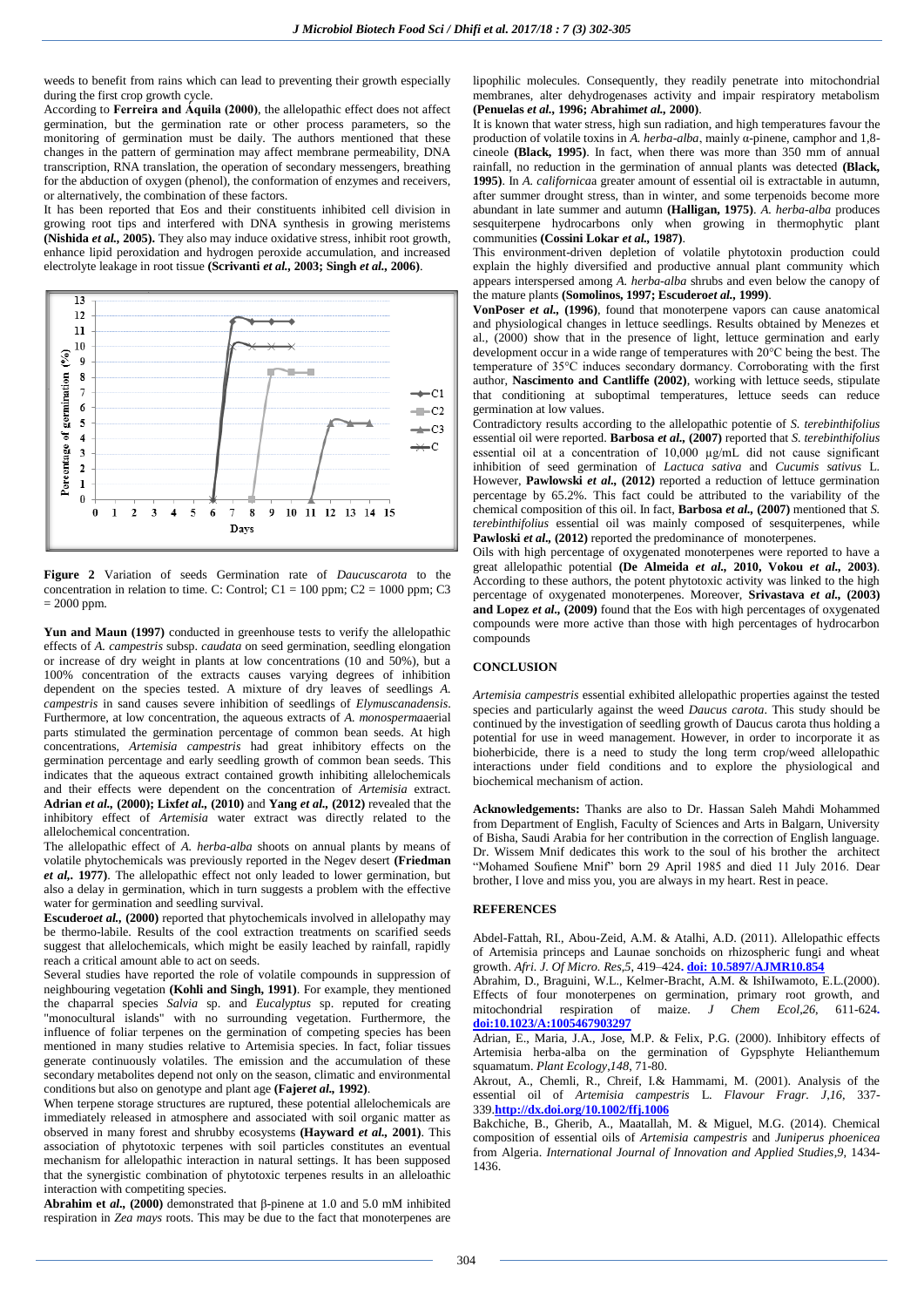weeds to benefit from rains which can lead to preventing their growth especially during the first crop growth cycle.

According to **Ferreira and Áquila (2000)**, the allelopathic effect does not affect germination, but the germination rate or other process parameters, so the monitoring of germination must be daily. The authors mentioned that these changes in the pattern of germination may affect membrane permeability, DNA transcription, RNA translation, the operation of secondary messengers, breathing for the abduction of oxygen (phenol), the conformation of enzymes and receivers, or alternatively, the combination of these factors.

It has been reported that Eos and their constituents inhibited cell division in growing root tips and interfered with DNA synthesis in growing meristems **(Nishida *et al.*, 2005).** They also may induce oxidative stress, inhibit root growth, enhance lipid peroxidation and hydrogen peroxide accumulation, and increased electrolyte leakage in root tissue **(Scrivanti *et al.*, 2003; Singh *et al.*, 2006)**.

**Figure 2** Variation of seeds Germination rate of *Daucuscarota* to the concentration in relation to time. C: Control; C1 = 100 ppm; C2 = 1000 ppm; C3 = 2000 ppm.

**Yun and Maun (1997)** conducted in greenhouse tests to verify the allelopathic effects of *A. campestris* subsp. *caudata* on seed germination, seedling elongation or increase of dry weight in plants at low concentrations (10 and 50%), but a 100% concentration of the extracts causes varying degrees of inhibition dependent on the species tested. A mixture of dry leaves of seedlings *A. campestris* in sand causes severe inhibition of seedlings of *Elymuscanadensis*. Furthermore, at low concentration, the aqueous extracts of *A. monosperma*aerial parts stimulated the germination percentage of common bean seeds. At high concentrations, *Artemisia campestris* had great inhibitory effects on the germination percentage and early seedling growth of common bean seeds. This indicates that the aqueous extract contained growth inhibiting allelochemicals and their effects were dependent on the concentration of *Artemisia* extract. **Adrian *et al.*, (2000); Lixf*et al.*, (2010)** and **Yang *et al.*, (2012)** revealed that the inhibitory effect of *Artemisia* water extract was directly related to the allelochemical concentration.

The allelopathic effect of *A. herba-alba* shoots on annual plants by means of volatile phytochemicals was previously reported in the Negev desert **(Friedman *et al*,. 1977)**. The allelopathic effect not only leaded to lower germination, but also a delay in germination, which in turn suggests a problem with the effective water for germination and seedling survival.

**Escudero*et al.*, (2000)** reported that phytochemicals involved in allelopathy may be thermo-labile. Results of the cool extraction treatments on scarified seeds suggest that allelochemicals, which might be easily leached by rainfall, rapidly reach a critical amount able to act on seeds.

Several studies have reported the role of volatile compounds in suppression of neighbouring vegetation **(Kohli and Singh, 1991)**. For example, they mentioned the chaparral species *Salvia* sp. and *Eucalyptus* sp. reputed for creating "monocultural islands" with no surrounding vegetation. Furthermore, the influence of foliar terpenes on the germination of competing species has been mentioned in many studies relative to Artemisia species. In fact, foliar tissues generate continuously volatiles. The emission and the accumulation of these secondary metabolites depend not only on the season, climatic and environmental conditions but also on genotype and plant age **(Fajer*et al.*, 1992)**.

When terpene storage structures are ruptured, these potential allelochemicals are immediately released in atmosphere and associated with soil organic matter as observed in many forest and shrubby ecosystems **(Hayward *et al.*, 2001)**. This association of phytotoxic terpenes with soil particles constitutes an eventual mechanism for allelopathic interaction in natural settings. It has been supposed that the synergistic combination of phytotoxic terpenes results in an alleloathic interaction with competiting species.

**Abrahim et *al.*, (2000)** demonstrated that β-pinene at 1.0 and 5.0 mM inhibited respiration in *Zea mays* roots. This may be due to the fact that monoterpenes are lipophilic molecules. Consequently, they readily penetrate into mitochondrial membranes, alter dehydrogenases activity and impair respiratory metabolism **(Penuelas *et al.*, 1996; Abrahim*et al.*, 2000)**.

It is known that water stress, high sun radiation, and high temperatures favour the production of volatile toxins in *A. herba-alba*, mainly α-pinene, camphor and 1,8-cineole **(Black, 1995)**. In fact, when there was more than 350 mm of annual rainfall, no reduction in the germination of annual plants was detected **(Black, 1995)**. In *A. californica*a greater amount of essential oil is extractable in autumn, after summer drought stress, than in winter, and some terpenoids become more abundant in late summer and autumn **(Halligan, 1975)**. *A. herba-alba* produces sesquiterpene hydrocarbons only when growing in thermophytic plant communities **(Cossini Lokar *et al.*, 1987)**.

This environment-driven depletion of volatile phytotoxin production could explain the highly diversified and productive annual plant community which appears interspersed among *A. herba-alba* shrubs and even below the canopy of the mature plants **(Somolinos, 1997; Escudero*et al.*, 1999)**.

**VonPoser *et al.*, (1996)**, found that monoterpene vapors can cause anatomical and physiological changes in lettuce seedlings. Results obtained by Menezes et al., (2000) show that in the presence of light, lettuce germination and early development occur in a wide range of temperatures with 20°C being the best. The temperature of 35°C induces secondary dormancy. Corroborating with the first author, **Nascimento and Cantliffe (2002)**, working with lettuce seeds, stipulate that conditioning at suboptimal temperatures, lettuce seeds can reduce germination at low values.

Contradictory results according to the allelopathic potentie of *S. terebinthifolius* essential oil were reported. **Barbosa *et al.*, (2007)** reported that *S. terebinthifolius* essential oil at a concentration of 10,000 µg/mL did not cause significant inhibition of seed germination of *Lactuca sativa* and *Cucumis sativus* L. However, **Pawlowski *et al.*, (2012)** reported a reduction of lettuce germination percentage by 65.2%. This fact could be attributed to the variability of the chemical composition of this oil. In fact, **Barbosa *et al.*, (2007)** mentioned that *S. terebinthifolius* essential oil was mainly composed of sesquiterpenes, while **Pawloski *et al.*, (2012)** reported the predominance of monoterpenes.

Oils with high percentage of oxygenated monoterpenes were reported to have a great allelopathic potential **(De Almeida *et al.*, 2010, Vokou *et al.*, 2003)**. According to these authors, the potent phytotoxic activity was linked to the high percentage of oxygenated monoterpenes. Moreover, **Srivastava *et al.*, (2003) and Lopez *et al.*, (2009)** found that the Eos with high percentages of oxygenated compounds were more active than those with high percentages of hydrocarbon compounds

## CONCLUSION

*Artemisia campestris* essential exhibited allelopathic properties against the tested species and particularly against the weed *Daucus carota*. This study should be continued by the investigation of seedling growth of Daucus carota thus holding a potential for use in weed management. However, in order to incorporate it as bioherbicide, there is a need to study the long term crop/weed allelopathic interactions under field conditions and to explore the physiological and biochemical mechanism of action.

**Acknowledgements:** Thanks are also to Dr. Hassan Saleh Mahdi Mohammed from Department of English, Faculty of Sciences and Arts in Balgarn, University of Bisha, Saudi Arabia for her contribution in the correction of English language. Dr. Wissem Mnif dedicates this work to the soul of his brother the architect "Mohamed Soufiene Mnif" born 29 April 1985 and died 11 July 2016. Dear brother, I love and miss you, you are always in my heart. Rest in peace.

## REFERENCES

Abdel-Fattah, RI., Abou-Zeid, A.M. & Atalhi, A.D. (2011). Allelopathic effects of Artemisia princeps and Launae sonchoids on rhizospheric fungi and wheat growth. *Afri. J. Of Micro. Res*,*5*, 419–424. **doi: 10.5897/AJMR10.854**

Abrahim, D., Braguini, W.L., Kelmer-Bracht, A.M. & IshiIwamoto, E.L.(2000). Effects of four monoterpenes on germination, primary root growth, and mitochondrial respiration of maize. *J Chem Ecol*,*26*, 611-624. **doi:10.1023/A:1005467903297**

Adrian, E., Maria, J.A., Jose, M.P. & Felix, P.G. (2000). Inhibitory effects of Artemisia herba-alba on the germination of Gypsphyte Helianthemum squamatum. *Plant Ecology*,*148*, 71-80.

Akrout, A., Chemli, R., Chreif, I.& Hammami, M. (2001). Analysis of the essential oil of *Artemisia campestris* L. *Flavour Fragr. J*,*16*, 337-339.**http://dx.doi.org/10.1002/ffj.1006**

Bakchiche, B., Gherib, A., Maatallah, M. & Miguel, M.G. (2014). Chemical composition of essential oils of *Artemisia campestris* and *Juniperus phoenicea* from Algeria. *International Journal of Innovation and Applied Studies*,*9*, 1434-1436.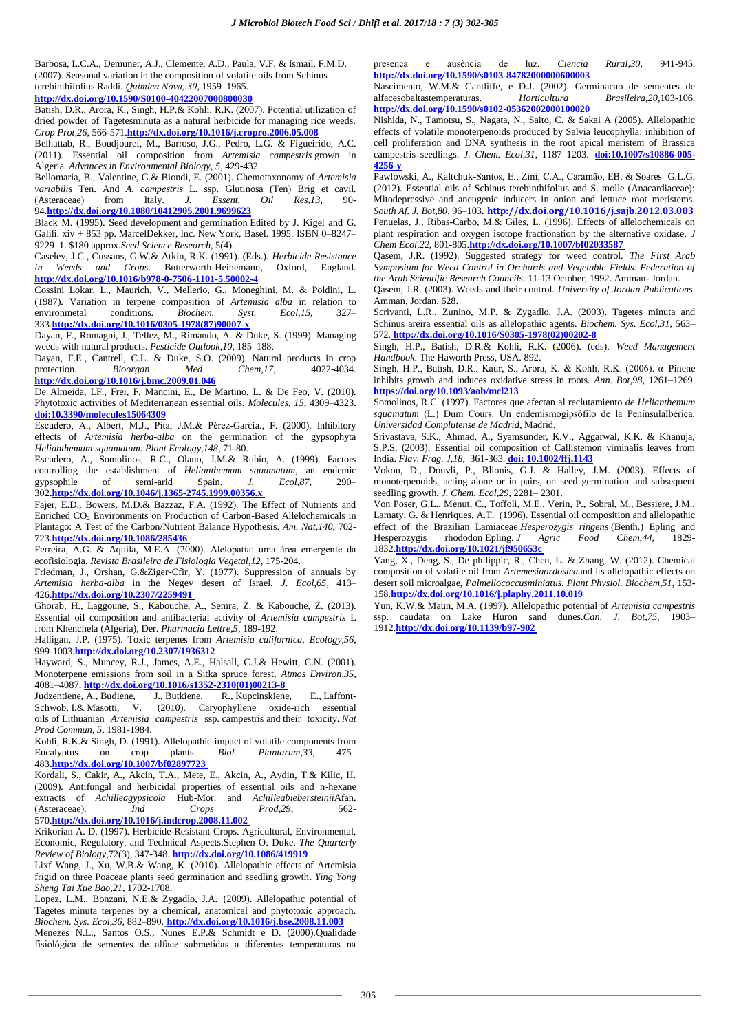Barbosa, L.C.A., Demuner, A.J., Clemente, A.D., Paula, V.F. & Ismail, F.M.D. (2007). Seasonal variation in the composition of volatile oils from Schinus terebinthifolius Raddi. *Química Nova, 30*, 1959–1965. **http://dx.doi.org/10.1590/S0100-40422007000800030**

Batish, D.R., Arora, K., Singh, H.P.& Kohli, R.K. (2007). Potential utilization of dried powder of Tagetesminuta as a natural herbicide for managing rice weeds. *Crop Prot,26*, 566-571.**http://dx.doi.org/10.1016/j.cropro.2006.05.008**

Belhattab, R., Boudjouref, M., Barroso, J.G., Pedro, L.G. & Figueirido, A.C. (2011). Essential oil composition from *Artemisia campestris* grown in Algeria. *Advances in Environmental Biology, 5*, 429-432.

Bellomaria, B., Valentine, G.& Biondi, E. (2001). Chemotaxonomy of *Artemisia variabilis* Ten. And *A. campestris* L. ssp. Glutinosa (Ten) Brig et cavil. (Asteraceae) from Italy. *J. Essent. Oil Res,13*, 90-94.**http://dx.doi.org/10.1080/10412905.2001.9699623**

Black M. (1995). Seed development and germination Edited by J. Kigel and G. Galili. xiv + 853 pp. MarcelDekker, Inc. New York, Basel. 1995. ISBN 0–8247–9229–1. $180 approx.*Seed Science Research*, 5(4).

Caseley, J.C., Cussans, G.W.& Atkin, R.K. (1991). (Eds.). *Herbicide Resistance in Weeds and Crops*. Butterworth-Heinemann, Oxford, England. **http://dx.doi.org/10.1016/b978-0-7506-1101-5.50002-4**

Cossini Lokar, L., Maurich, V., Mellerio, G., Moneghini, M. & Poldini, L. (1987). Variation in terpene composition of *Artemisia alba* in relation to environmetal conditions. *Biochem. Syst. Ecol,15*, 327–333.**http://dx.doi.org/10.1016/0305-1978(87)90007-x**

Dayan, F., Romagni, J., Tellez, M., Rimando, A. & Duke, S. (1999). Managing weeds with natural products. *Pesticide Outlook,10*, 185–188.

Dayan, F.E., Cantrell, C.L. & Duke, S.O. (2009). Natural products in crop protection. *Bioorgan Med Chem,17*, 4022-4034. **http://dx.doi.org/10.1016/j.bmc.2009.01.046**

De Almeida, LF., Frei, F, Mancini, E., De Martino, L. & De Feo, V. (2010). Phytotoxic activities of Mediterranean essential oils. *Molecules, 15*, 4309–4323. **doi:10.3390/molecules15064309**

Escudero, A., Albert, M.J., Pita, J.M.& Pérez-Garcia., F. (2000). Inhibitory effects of *Artemisia herba-alba* on the germination of the gypsophyta *Helianthemum squamatum*. *Plant Ecology,148*, 71-80.

Escudero, A., Somolinos, R.C., Olano, J.M.& Rubio, A. (1999). Factors controlling the establishment of *Helianthemum squamatum*, an endemic gypsophile of semi-arid Spain. *J. Ecol,87*, 290–302.**http://dx.doi.org/10.1046/j.1365-2745.1999.00356.x**

Fajer, E.D., Bowers, M.D.& Bazzaz, F.A. (1992). The Effect of Nutrients and Enriched $CO_2$ Environments on Production of Carbon-Based Allelochemicals in Plantago: A Test of the Carbon/Nutrient Balance Hypothesis. *Am. Nat,140*, 702-723.**http://dx.doi.org/10.1086/285436**

Ferreira, A.G. & Aquila, M.E.A. (2000). Alelopatia: uma área emergente da ecofisiologia. *Revista Brasileira de Fisiologia Vegetal,12*, 175-204.

Friedman, J., Orshan, G.&Ziger-Cfir, Y. (1977). Suppression of annuals by *Artemisia herba-alba* in the Negev desert of Israel. *J. Ecol,65*, 413–426.**http://dx.doi.org/10.2307/2259491**

Ghorab, H., Laggoune, S., Kabouche, A., Semra, Z. & Kabouche, Z. (2013). Essential oil composition and antibacterial activity of *Artemisia campestris* L from Khenchela (Algeria), Der. *Pharmacia Lettre,5*, 189-192.

Halligan, J.P. (1975). Toxic terpenes from *Artemisia californica*. *Ecology,56*, 999-1003.**http://dx.doi.org/10.2307/1936312**

Hayward, S., Muncey, R.J., James, A.E., Halsall, C.J.& Hewitt, C.N. (2001). Monoterpene emissions from soil in a Sitka spruce forest. *Atmos Environ,35*, 4081–4087. **http://dx.doi.org/10.1016/s1352-2310(01)00213-8**

Judzentiene, A., Budiene, J., Butkiene, R., Kupcinskiene, E., Laffont-Schwob, I.& Masotti, V. (2010). Caryophyllene oxide-rich essential oils of Lithuanian *Artemisia campestris* ssp. campestris and their toxicity. *Nat Prod Commun, 5*, 1981-1984.

Kohli, R.K.& Singh, D. (1991). Allelopathic impact of volatile components from Eucalyptus on crop plants. *Biol. Plantarum,33*, 475–483.**http://dx.doi.org/10.1007/bf02897723**

Kordali, S., Cakir, A., Akcin, T.A., Mete, E., Akcin, A., Aydin, T.& Kilic, H. (2009). Antifungal and herbicidal properties of essential oils and n-hexane extracts of *Achilleagypsicola* Hub-Mor. and *Achilleabiebersteinii*Afan. (Asteraceae). *Ind Crops Prod,29*, 562-570.**http://dx.doi.org/10.1016/j.indcrop.2008.11.002**

Krikorian A. D. (1997). Herbicide-Resistant Crops. Agricultural, Environmental, Economic, Regulatory, and Technical Aspects.Stephen O. Duke. *The Quarterly Review of Biology*,72(3), 347-348. **http://dx.doi.org/10.1086/419919**

Lixf Wang, J., Xu, W.B.& Wang, K. (2010). Allelopathic effects of Artemisia frigid on three Poaceae plants seed germination and seedling growth. *Ying Yong Sheng Tai Xue Bao,21*, 1702-1708.

Lopez, L.M., Bonzani, N.E.& Zygadlo, J.A. (2009). Allelopathic potential of Tagetes minuta terpenes by a chemical, anatomical and phytotoxic approach. *Biochem. Sys. Ecol,36*, 882–890. **http://dx.doi.org/10.1016/j.bse.2008.11.003**

Menezes N.L., Santos O.S., Nunes E.P.& Schmidt e D. (2000).Qualidade fisiológica de sementes de alface submetidas a diferentes temperaturas na presenca e ausència de luz. *Ciencia Rural,30*, 941-945. **http://dx.doi.org/10.1590/s0103-84782000000600003**

Nascimento, W.M.& Cantliffe, e D.J. (2002). Germinacao de sementes de alfacesobaltastemperaturas. *Horticultura Brasileira,20*,103-106. **http://dx.doi.org/10.1590/s0102-05362002000100020**

Nishida, N., Tamotsu, S., Nagata, N., Saito, C. & Sakai A (2005). Allelopathic effects of volatile monoterpenoids produced by Salvia leucophylla: inhibition of cell proliferation and DNA synthesis in the root apical meristem of Brassica campestris seedlings. *J. Chem. Ecol,31*, 1187–1203. **doi:10.1007/s10886-005-4256-y**

Pawlowski, A., Kaltchuk-Santos, E., Zini, C.A., Caramão, EB. & Soares G.L.G. (2012). Essential oils of Schinus terebinthifolius and S. molle (Anacardiaceae): Mitodepressive and aneugenic inducers in onion and lettuce root meristems. *South Af. J. Bot,80*, 96–103. **http://dx.doi.org/10.1016/j.sajb.2012.03.003**

Penuelas, J., Ribas-Carbo, M.& Giles, L. (1996). Effects of allelochemicals on plant respiration and oxygen isotope fractionation by the alternative oxidase. *J Chem Ecol,22*, 801-805.**http://dx.doi.org/10.1007/bf02033587**

Qasem, J.R. (1992). Suggested strategy for weed control. *The First Arab Symposium for Weed Control in Orchards and Vegetable Fields. Federation of the Arab Scientific Research Councils*. 11-13 October, 1992. Amman- Jordan.

Qasem, J.R. (2003). Weeds and their control. *University of Jordan Publications*. Amman, Jordan. 628.

Scrivanti, L.R., Zunino, M.P. & Zygadlo, J.A. (2003). Tagetes minuta and Schinus areira essential oils as allelopathic agents. *Biochem. Sys. Ecol,31*, 563–572. **http://dx.doi.org/10.1016/S0305-1978(02)00202-8**

Singh, H.P., Batish, D.R.& Kohli, R.K. (2006). (eds). *Weed Management Handbook*. The Haworth Press, USA. 892.

Singh, H.P., Batish, D.R., Kaur, S., Arora, K. & Kohli, R.K. (2006). α–Pinene inhibits growth and induces oxidative stress in roots. *Ann. Bot,98*, 1261–1269. **https://doi.org/10.1093/aob/mcl213**

Somolinos, R.C. (1997). Factores que afectan al reclutamiento *de Helianthemum squamatum* (L.) Dum Cours. Un endemismogipsófilo de la PenínsulaIbérica. *Universidad Complutense de Madrid*, Madrid.

Srivastava, S.K., Ahmad, A., Syamsunder, K.V., Aggarwal, K.K. & Khanuja, S.P.S. (2003). Essential oil composition of Callistemon viminalis leaves from India. *Flav. Frag. J,18*, 361-363. **doi: 10.1002/ffj.1143**

Vokou, D., Douvli, P., Blionis, G.J. & Halley, J.M. (2003). Effects of monoterpenoids, acting alone or in pairs, on seed germination and subsequent seedling growth. *J. Chem. Ecol,29*, 2281– 2301.

Von Poser, G.L., Menut, C., Toffoli, M.E., Verin, P., Sobral, M., Bessiere, J.M., Lamaty, G. & Henriques, A.T. (1996). Essential oil composition and allelopathic effect of the Brazilian Lamiaceae *Hesperozygis ringens* (Benth.) Epling and Hesperozygis rhododon Epling. *J Agric Food Chem,44*, 1829-1832.**http://dx.doi.org/10.1021/jf950653c**

Yang, X., Deng, S., De philippic, R., Chen, L. & Zhang, W. (2012). Chemical composition of volatile oil from *Artemesiaordosica*and its allelopathic effects on desert soil microalgae, *Palmellococcusminiatus. Plant Physiol. Biochem,51*, 153-158.**http://dx.doi.org/10.1016/j.plaphy.2011.10.019**

Yun, K.W.& Maun, M.A. (1997). Allelopathic potential of *Artemisia campestris* ssp. caudata on Lake Huron sand dunes.*Can. J. Bot,75*, 1903–1912.**http://dx.doi.org/10.1139/b97-902**